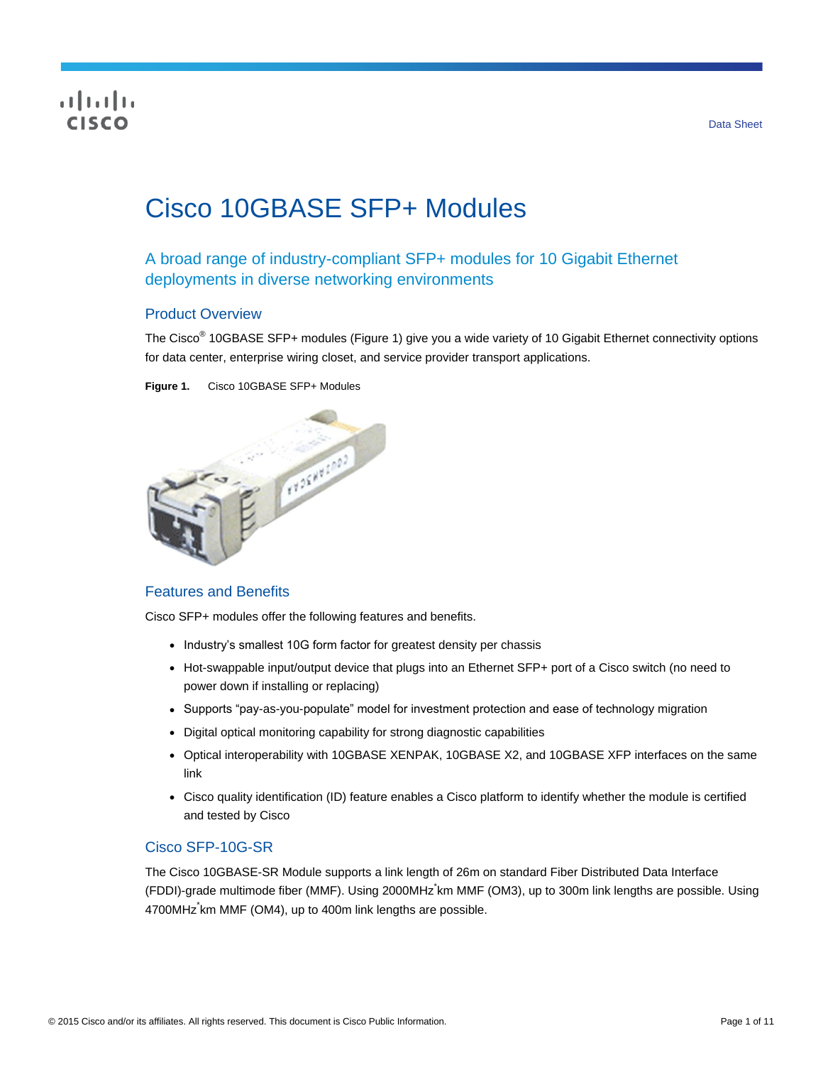Data Sheet

# Cisco 10GBASE SFP+ Modules

## A broad range of industry-compliant SFP+ modules for 10 Gigabit Ethernet deployments in diverse networking environments

### Product Overview

The Cisco® 10GBASE SFP+ modules (Figure 1) give you a wide variety of 10 Gigabit Ethernet connectivity options for data center, enterprise wiring closet, and service provider transport applications.

**Figure 1.** Cisco 10GBASE SFP+ Modules

### Features and Benefits

Cisco SFP+ modules offer the following features and benefits.

- Industry's smallest 10G form factor for greatest density per chassis
- Hot-swappable input/output device that plugs into an Ethernet SFP+ port of a Cisco switch (no need to power down if installing or replacing)
- Supports "pay-as-you-populate" model for investment protection and ease of technology migration
- Digital optical monitoring capability for strong diagnostic capabilities
- Optical interoperability with 10GBASE XENPAK, 10GBASE X2, and 10GBASE XFP interfaces on the same link
- Cisco quality identification (ID) feature enables a Cisco platform to identify whether the module is certified and tested by Cisco

### Cisco SFP-10G-SR

The Cisco 10GBASE-SR Module supports a link length of 26m on standard Fiber Distributed Data Interface (FDDI)-grade multimode fiber (MMF). Using 2000MHz*km MMF (OM3), up to 300m link lengths are possible. Using 4700MHz*km MMF (OM4), up to 400m link lengths are possible.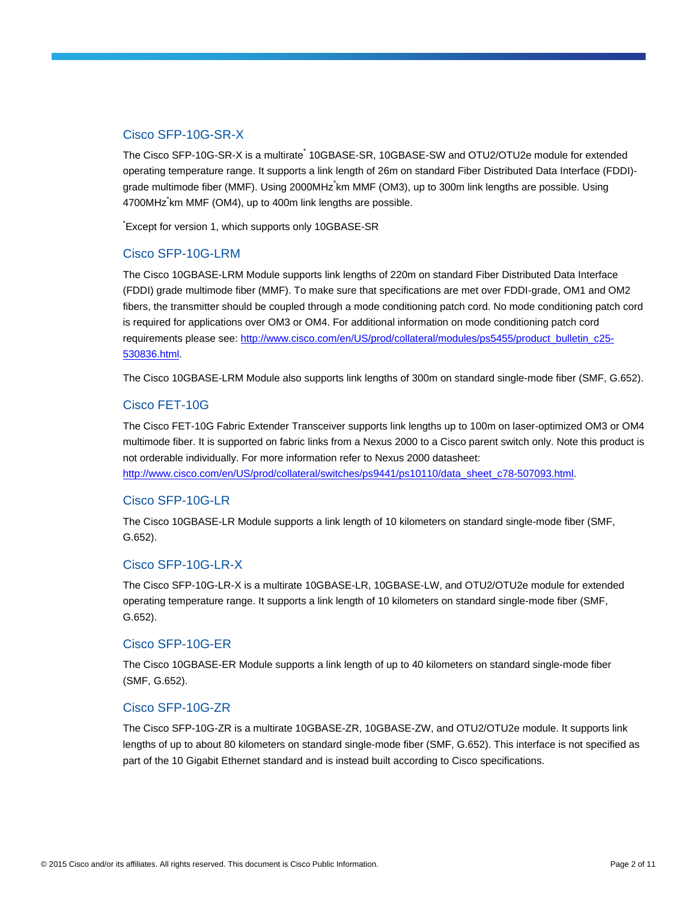### Cisco SFP-10G-SR-X

The Cisco SFP-10G-SR-X is a multirate* 10GBASE-SR, 10GBASE-SW and OTU2/OTU2e module for extended operating temperature range. It supports a link length of 26m on standard Fiber Distributed Data Interface (FDDI)-grade multimode fiber (MMF). Using 2000MHz*km MMF (OM3), up to 300m link lengths are possible. Using 4700MHz*km MMF (OM4), up to 400m link lengths are possible.

*Except for version 1, which supports only 10GBASE-SR

### Cisco SFP-10G-LRM

The Cisco 10GBASE-LRM Module supports link lengths of 220m on standard Fiber Distributed Data Interface (FDDI) grade multimode fiber (MMF). To make sure that specifications are met over FDDI-grade, OM1 and OM2 fibers, the transmitter should be coupled through a mode conditioning patch cord. No mode conditioning patch cord is required for applications over OM3 or OM4. For additional information on mode conditioning patch cord requirements please see: [http://www.cisco.com/en/US/prod/collateral/modules/ps5455/product_bulletin_c25-530836.html](http://www.cisco.com/en/US/prod/collateral/modules/ps5455/product_bulletin_c25-530836.html).

The Cisco 10GBASE-LRM Module also supports link lengths of 300m on standard single-mode fiber (SMF, G.652).

### Cisco FET-10G

The Cisco FET-10G Fabric Extender Transceiver supports link lengths up to 100m on laser-optimized OM3 or OM4 multimode fiber. It is supported on fabric links from a Nexus 2000 to a Cisco parent switch only. Note this product is not orderable individually. For more information refer to Nexus 2000 datasheet: [http://www.cisco.com/en/US/prod/collateral/switches/ps9441/ps10110/data_sheet_c78-507093.html](http://www.cisco.com/en/US/prod/collateral/switches/ps9441/ps10110/data_sheet_c78-507093.html).

### Cisco SFP-10G-LR

The Cisco 10GBASE-LR Module supports a link length of 10 kilometers on standard single-mode fiber (SMF, G.652).

### Cisco SFP-10G-LR-X

The Cisco SFP-10G-LR-X is a multirate 10GBASE-LR, 10GBASE-LW, and OTU2/OTU2e module for extended operating temperature range. It supports a link length of 10 kilometers on standard single-mode fiber (SMF, G.652).

### Cisco SFP-10G-ER

The Cisco 10GBASE-ER Module supports a link length of up to 40 kilometers on standard single-mode fiber (SMF, G.652).

### Cisco SFP-10G-ZR

The Cisco SFP-10G-ZR is a multirate 10GBASE-ZR, 10GBASE-ZW, and OTU2/OTU2e module. It supports link lengths of up to about 80 kilometers on standard single-mode fiber (SMF, G.652). This interface is not specified as part of the 10 Gigabit Ethernet standard and is instead built according to Cisco specifications.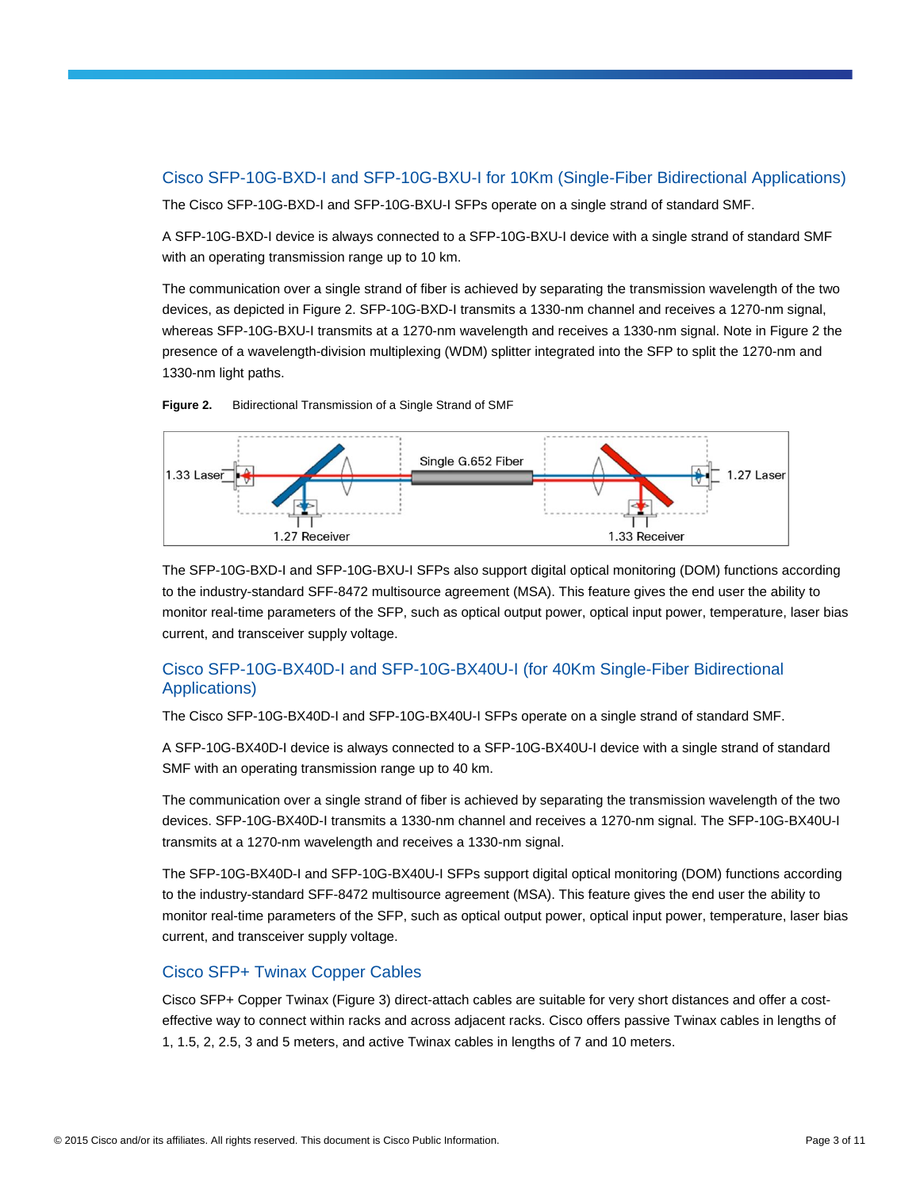## Cisco SFP-10G-BXD-I and SFP-10G-BXU-I for 10Km (Single-Fiber Bidirectional Applications)

The Cisco SFP-10G-BXD-I and SFP-10G-BXU-I SFPs operate on a single strand of standard SMF.

A SFP-10G-BXD-I device is always connected to a SFP-10G-BXU-I device with a single strand of standard SMF with an operating transmission range up to 10 km.

The communication over a single strand of fiber is achieved by separating the transmission wavelength of the two devices, as depicted in Figure 2. SFP-10G-BXD-I transmits a 1330-nm channel and receives a 1270-nm signal, whereas SFP-10G-BXU-I transmits at a 1270-nm wavelength and receives a 1330-nm signal. Note in Figure 2 the presence of a wavelength-division multiplexing (WDM) splitter integrated into the SFP to split the 1270-nm and 1330-nm light paths.

**Figure 2.** Bidirectional Transmission of a Single Strand of SMF

The SFP-10G-BXD-I and SFP-10G-BXU-I SFPs also support digital optical monitoring (DOM) functions according to the industry-standard SFF-8472 multisource agreement (MSA). This feature gives the end user the ability to monitor real-time parameters of the SFP, such as optical output power, optical input power, temperature, laser bias current, and transceiver supply voltage.

## Cisco SFP-10G-BX40D-I and SFP-10G-BX40U-I (for 40Km Single-Fiber Bidirectional Applications)

The Cisco SFP-10G-BX40D-I and SFP-10G-BX40U-I SFPs operate on a single strand of standard SMF.

A SFP-10G-BX40D-I device is always connected to a SFP-10G-BX40U-I device with a single strand of standard SMF with an operating transmission range up to 40 km.

The communication over a single strand of fiber is achieved by separating the transmission wavelength of the two devices. SFP-10G-BX40D-I transmits a 1330-nm channel and receives a 1270-nm signal. The SFP-10G-BX40U-I transmits at a 1270-nm wavelength and receives a 1330-nm signal.

The SFP-10G-BX40D-I and SFP-10G-BX40U-I SFPs support digital optical monitoring (DOM) functions according to the industry-standard SFF-8472 multisource agreement (MSA). This feature gives the end user the ability to monitor real-time parameters of the SFP, such as optical output power, optical input power, temperature, laser bias current, and transceiver supply voltage.

## Cisco SFP+ Twinax Copper Cables

Cisco SFP+ Copper Twinax (Figure 3) direct-attach cables are suitable for very short distances and offer a cost-effective way to connect within racks and across adjacent racks. Cisco offers passive Twinax cables in lengths of 1, 1.5, 2, 2.5, 3 and 5 meters, and active Twinax cables in lengths of 7 and 10 meters.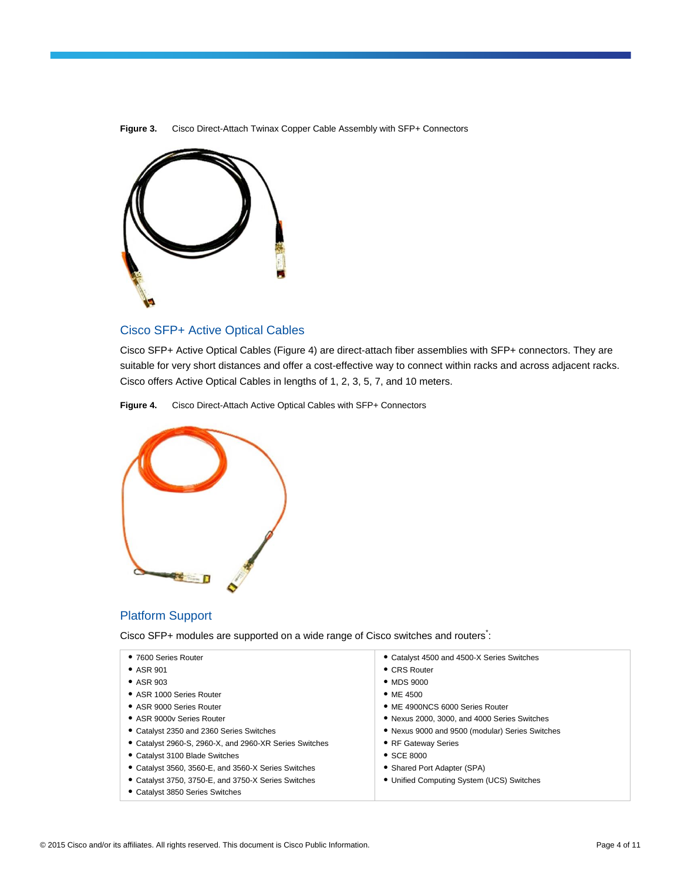**Figure 3.** Cisco Direct-Attach Twinax Copper Cable Assembly with SFP+ Connectors

## Cisco SFP+ Active Optical Cables

Cisco SFP+ Active Optical Cables (Figure 4) are direct-attach fiber assemblies with SFP+ connectors. They are suitable for very short distances and offer a cost-effective way to connect within racks and across adjacent racks. Cisco offers Active Optical Cables in lengths of 1, 2, 3, 5, 7, and 10 meters.

**Figure 4.** Cisco Direct-Attach Active Optical Cables with SFP+ Connectors

## Platform Support

Cisco SFP+ modules are supported on a wide range of Cisco switches and routers*:

| | |
|---|---|
| • 7600 Series Router | • Catalyst 4500 and 4500-X Series Switches |
| • ASR 901 | • CRS Router |
| • ASR 903 | • MDS 9000 |
| • ASR 1000 Series Router | • ME 4500 |
| • ASR 9000 Series Router | • ME 4900NCS 6000 Series Router |
| • ASR 9000v Series Router | • Nexus 2000, 3000, and 4000 Series Switches |
| • Catalyst 2350 and 2360 Series Switches | • Nexus 9000 and 9500 (modular) Series Switches |
| • Catalyst 2960-S, 2960-X, and 2960-XR Series Switches | • RF Gateway Series |
| • Catalyst 3100 Blade Switches | • SCE 8000 |
| • Catalyst 3560, 3560-E, and 3560-X Series Switches | • Shared Port Adapter (SPA) |
| • Catalyst 3750, 3750-E, and 3750-X Series Switches | • Unified Computing System (UCS) Switches |
| • Catalyst 3850 Series Switches | |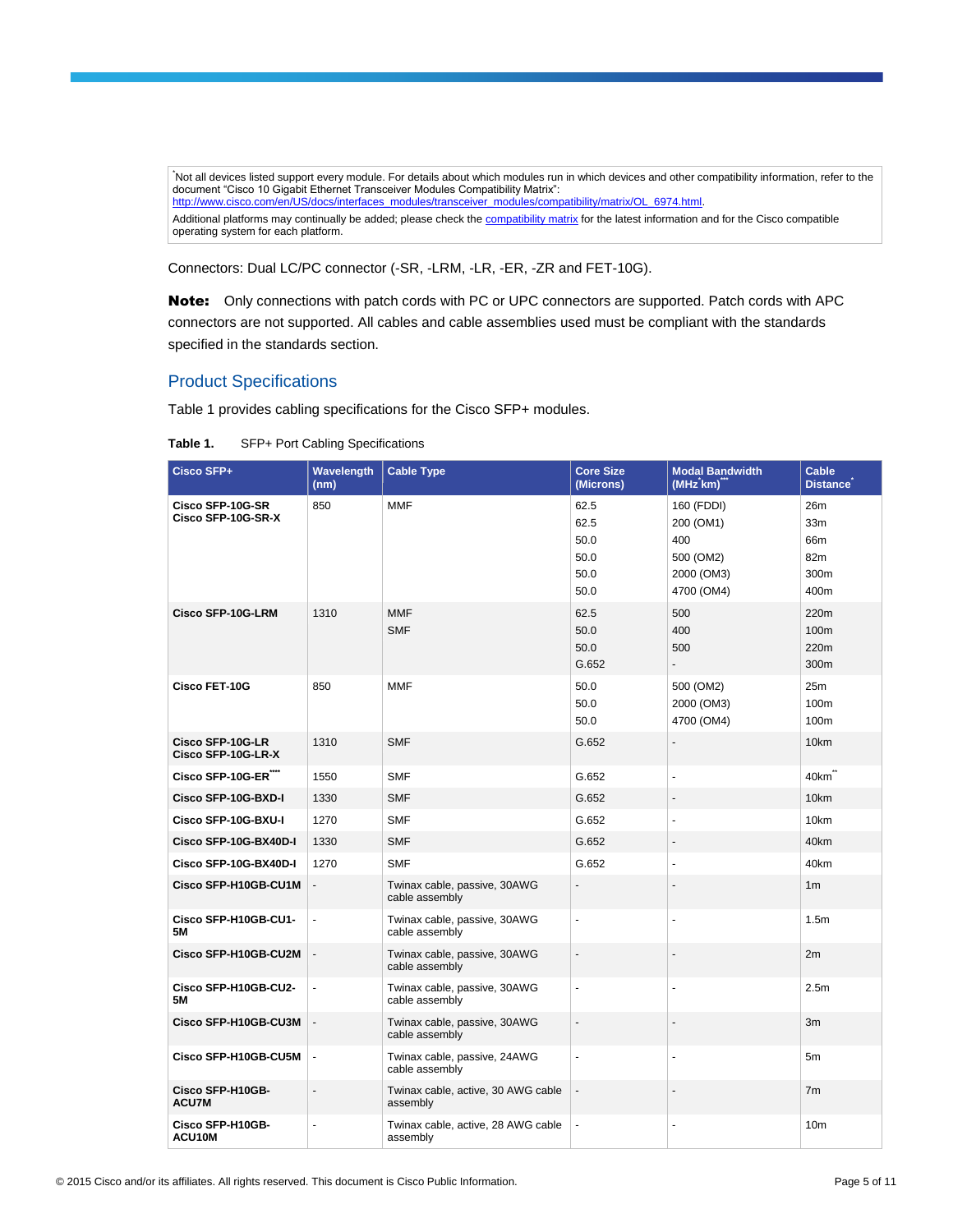[*]Not all devices listed support every module. For details about which modules run in which devices and other compatibility information, refer to the document "Cisco 10 Gigabit Ethernet Transceiver Modules Compatibility Matrix": http://www.cisco.com/en/US/docs/interfaces_modules/transceiver_modules/compatibility/matrix/OL_6974.html.

Additional platforms may continually be added; please check the compatibility matrix for the latest information and for the Cisco compatible operating system for each platform.

Connectors: Dual LC/PC connector (-SR, -LRM, -LR, -ER, -ZR and FET-10G).

**Note:** Only connections with patch cords with PC or UPC connectors are supported. Patch cords with APC connectors are not supported. All cables and cable assemblies used must be compliant with the standards specified in the standards section.

## Product Specifications

Table 1 provides cabling specifications for the Cisco SFP+ modules.

**Table 1.** SFP+ Port Cabling Specifications

| Cisco SFP+ | Wavelength (nm) | Cable Type | Core Size (Microns) | Modal Bandwidth (MHz[*]km)[***] | Cable Distance[*] |
|---|---|---|---|---|---|
| **Cisco SFP-10G-SR Cisco SFP-10G-SR-X** | 850 | MMF | 62.5<br>62.5<br>50.0<br>50.0<br>50.0<br>50.0 | 160 (FDDI)<br>200 (OM1)<br>400<br>500 (OM2)<br>2000 (OM3)<br>4700 (OM4) | 26m<br>33m<br>66m<br>82m<br>300m<br>400m |
| **Cisco SFP-10G-LRM** | 1310 | MMF<br>SMF | 62.5<br>50.0<br>50.0<br>G.652 | 500<br>400<br>500<br>- | 220m<br>100m<br>220m<br>300m |
| **Cisco FET-10G** | 850 | MMF | 50.0<br>50.0<br>50.0 | 500 (OM2)<br>2000 (OM3)<br>4700 (OM4) | 25m<br>100m<br>100m |
| **Cisco SFP-10G-LR Cisco SFP-10G-LR-X** | 1310 | SMF | G.652 | - | 10km |
| **Cisco SFP-10G-ER[****]** | 1550 | SMF | G.652 | - | 40km[**] |
| **Cisco SFP-10G-BXD-I** | 1330 | SMF | G.652 | - | 10km |
| **Cisco SFP-10G-BXU-I** | 1270 | SMF | G.652 | - | 10km |
| **Cisco SFP-10G-BX40D-I** | 1330 | SMF | G.652 | - | 40km |
| **Cisco SFP-10G-BX40D-I** | 1270 | SMF | G.652 | - | 40km |
| **Cisco SFP-H10GB-CU1M** | - | Twinax cable, passive, 30AWG cable assembly | - | - | 1m |
| **Cisco SFP-H10GB-CU1-5M** | - | Twinax cable, passive, 30AWG cable assembly | - | - | 1.5m |
| **Cisco SFP-H10GB-CU2M** | - | Twinax cable, passive, 30AWG cable assembly | - | - | 2m |
| **Cisco SFP-H10GB-CU2-5M** | - | Twinax cable, passive, 30AWG cable assembly | - | - | 2.5m |
| **Cisco SFP-H10GB-CU3M** | - | Twinax cable, passive, 30AWG cable assembly | - | - | 3m |
| **Cisco SFP-H10GB-CU5M** | - | Twinax cable, passive, 24AWG cable assembly | - | - | 5m |
| **Cisco SFP-H10GB-ACU7M** | - | Twinax cable, active, 30 AWG cable assembly | - | - | 7m |
| **Cisco SFP-H10GB-ACU10M** | - | Twinax cable, active, 28 AWG cable assembly | - | - | 10m |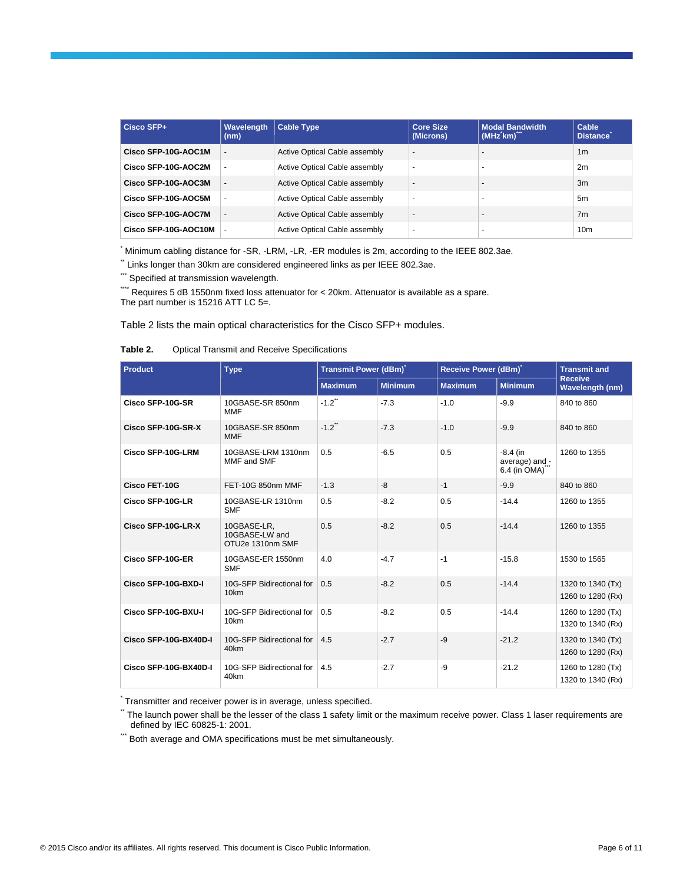| Cisco SFP+ | Wavelength (nm) | Cable Type | Core Size (Microns) | Modal Bandwidth (MHz*km)*** | Cable Distance* |
|---|---|---|---|---|---|
| **Cisco SFP-10G-AOC1M** | - | Active Optical Cable assembly | - | - | 1m |
| **Cisco SFP-10G-AOC2M** | - | Active Optical Cable assembly | - | - | 2m |
| **Cisco SFP-10G-AOC3M** | - | Active Optical Cable assembly | - | - | 3m |
| **Cisco SFP-10G-AOC5M** | - | Active Optical Cable assembly | - | - | 5m |
| **Cisco SFP-10G-AOC7M** | - | Active Optical Cable assembly | - | - | 7m |
| **Cisco SFP-10G-AOC10M** | - | Active Optical Cable assembly | - | - | 10m |

* Minimum cabling distance for -SR, -LRM, -LR, -ER modules is 2m, according to the IEEE 802.3ae.

** Links longer than 30km are considered engineered links as per IEEE 802.3ae.

*** Specified at transmission wavelength.

**** Requires 5 dB 1550nm fixed loss attenuator for < 20km. Attenuator is available as a spare. The part number is 15216 ATT LC 5=.

Table 2 lists the main optical characteristics for the Cisco SFP+ modules.

**Table 2.** Optical Transmit and Receive Specifications

| Product | Type | Transmit Power (dBm)* | | Receive Power (dBm)* | | Transmit and Receive Wavelength (nm) |
|---|---|---|---|---|---|---|
| | | Maximum | Minimum | Maximum | Minimum | |
| **Cisco SFP-10G-SR** | 10GBASE-SR 850nm MMF | -1.2** | -7.3 | -1.0 | -9.9 | 840 to 860 |
| **Cisco SFP-10G-SR-X** | 10GBASE-SR 850nm MMF | -1.2** | -7.3 | -1.0 | -9.9 | 840 to 860 |
| **Cisco SFP-10G-LRM** | 10GBASE-LRM 1310nm MMF and SMF | 0.5 | -6.5 | 0.5 | -8.4 (in average) and -6.4 (in OMA)*** | 1260 to 1355 |
| **Cisco FET-10G** | FET-10G 850nm MMF | -1.3 | -8 | -1 | -9.9 | 840 to 860 |
| **Cisco SFP-10G-LR** | 10GBASE-LR 1310nm SMF | 0.5 | -8.2 | 0.5 | -14.4 | 1260 to 1355 |
| **Cisco SFP-10G-LR-X** | 10GBASE-LR, 10GBASE-LW and OTU2e 1310nm SMF | 0.5 | -8.2 | 0.5 | -14.4 | 1260 to 1355 |
| **Cisco SFP-10G-ER** | 10GBASE-ER 1550nm SMF | 4.0 | -4.7 | -1 | -15.8 | 1530 to 1565 |
| **Cisco SFP-10G-BXD-I** | 10G-SFP Bidirectional for 10km | 0.5 | -8.2 | 0.5 | -14.4 | 1320 to 1340 (Tx) 1260 to 1280 (Rx) |
| **Cisco SFP-10G-BXU-I** | 10G-SFP Bidirectional for 10km | 0.5 | -8.2 | 0.5 | -14.4 | 1260 to 1280 (Tx) 1320 to 1340 (Rx) |
| **Cisco SFP-10G-BX40D-I** | 10G-SFP Bidirectional for 40km | 4.5 | -2.7 | -9 | -21.2 | 1320 to 1340 (Tx) 1260 to 1280 (Rx) |
| **Cisco SFP-10G-BX40D-I** | 10G-SFP Bidirectional for 40km | 4.5 | -2.7 | -9 | -21.2 | 1260 to 1280 (Tx) 1320 to 1340 (Rx) |

* Transmitter and receiver power is in average, unless specified.

** The launch power shall be the lesser of the class 1 safety limit or the maximum receive power. Class 1 laser requirements are defined by IEC 60825-1: 2001.

*** Both average and OMA specifications must be met simultaneously.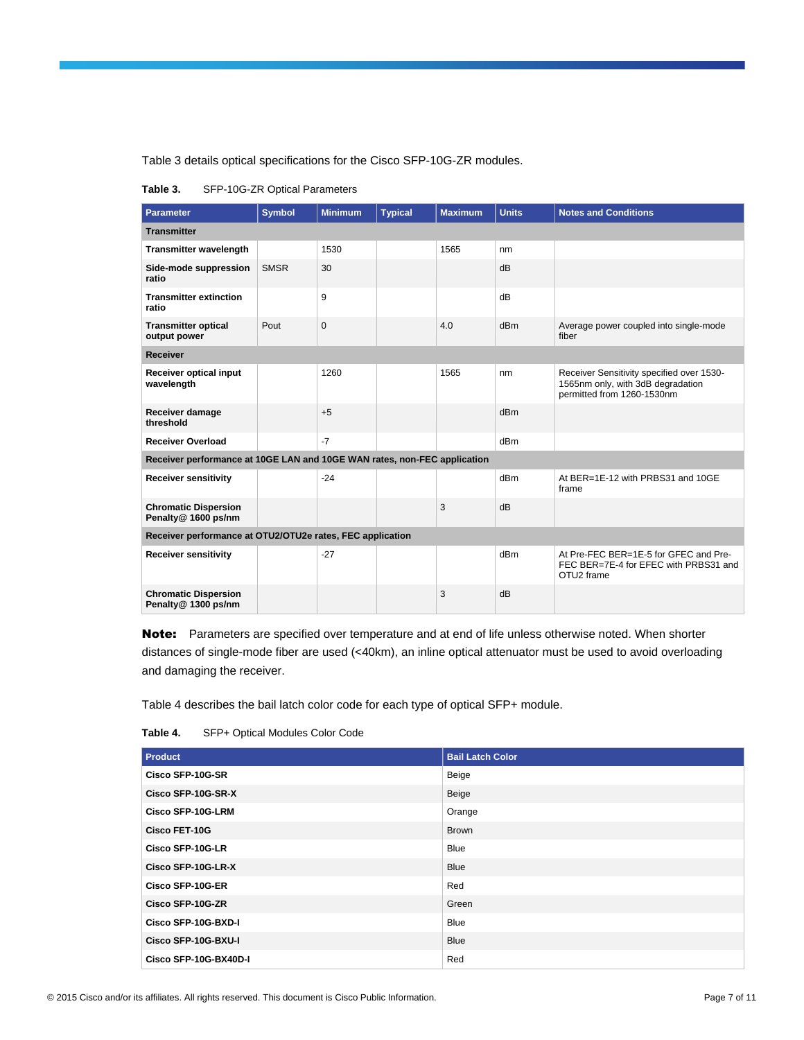Table 3 details optical specifications for the Cisco SFP-10G-ZR modules.

**Table 3.** SFP-10G-ZR Optical Parameters

| Parameter | Symbol | Minimum | Typical | Maximum | Units | Notes and Conditions |
|---|---|---|---|---|---|---|
| **Transmitter** | | | | | | |
| **Transmitter wavelength** | | 1530 | | 1565 | nm | |
| **Side-mode suppression ratio** | SMSR | 30 | | | dB | |
| **Transmitter extinction ratio** | | 9 | | | dB | |
| **Transmitter optical output power** | Pout | 0 | | 4.0 | dBm | Average power coupled into single-mode fiber |
| **Receiver** | | | | | | |
| **Receiver optical input wavelength** | | 1260 | | 1565 | nm | Receiver Sensitivity specified over 1530-1565nm only, with 3dB degradation permitted from 1260-1530nm |
| **Receiver damage threshold** | | +5 | | | dBm | |
| **Receiver Overload** | | -7 | | | dBm | |
| **Receiver performance at 10GE LAN and 10GE WAN rates, non-FEC application** | | | | | | |
| **Receiver sensitivity** | | -24 | | | dBm | At BER=1E-12 with PRBS31 and 10GE frame |
| **Chromatic Dispersion Penalty@ 1600 ps/nm** | | | | 3 | dB | |
| **Receiver performance at OTU2/OTU2e rates, FEC application** | | | | | | |
| **Receiver sensitivity** | | -27 | | | dBm | At Pre-FEC BER=1E-5 for GFEC and Pre-FEC BER=7E-4 for EFEC with PRBS31 and OTU2 frame |
| **Chromatic Dispersion Penalty@ 1300 ps/nm** | | | | 3 | dB | |

**Note:** Parameters are specified over temperature and at end of life unless otherwise noted. When shorter distances of single-mode fiber are used (<40km), an inline optical attenuator must be used to avoid overloading and damaging the receiver.

Table 4 describes the bail latch color code for each type of optical SFP+ module.

**Table 4.** SFP+ Optical Modules Color Code

| Product | Bail Latch Color |
|---|---|
| **Cisco SFP-10G-SR** | Beige |
| **Cisco SFP-10G-SR-X** | Beige |
| **Cisco SFP-10G-LRM** | Orange |
| **Cisco FET-10G** | Brown |
| **Cisco SFP-10G-LR** | Blue |
| **Cisco SFP-10G-LR-X** | Blue |
| **Cisco SFP-10G-ER** | Red |
| **Cisco SFP-10G-ZR** | Green |
| **Cisco SFP-10G-BXD-I** | Blue |
| **Cisco SFP-10G-BXU-I** | Blue |
| **Cisco SFP-10G-BX40D-I** | Red |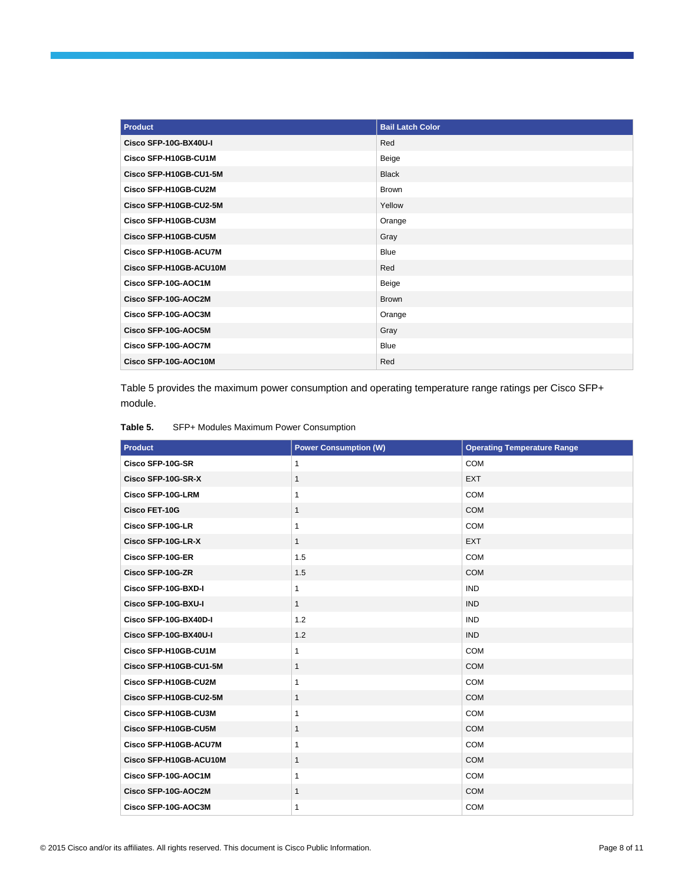| Product | Bail Latch Color |
| --- | --- |
| **Cisco SFP-10G-BX40U-I** | Red |
| **Cisco SFP-H10GB-CU1M** | Beige |
| **Cisco SFP-H10GB-CU1-5M** | Black |
| **Cisco SFP-H10GB-CU2M** | Brown |
| **Cisco SFP-H10GB-CU2-5M** | Yellow |
| **Cisco SFP-H10GB-CU3M** | Orange |
| **Cisco SFP-H10GB-CU5M** | Gray |
| **Cisco SFP-H10GB-ACU7M** | Blue |
| **Cisco SFP-H10GB-ACU10M** | Red |
| **Cisco SFP-10G-AOC1M** | Beige |
| **Cisco SFP-10G-AOC2M** | Brown |
| **Cisco SFP-10G-AOC3M** | Orange |
| **Cisco SFP-10G-AOC5M** | Gray |
| **Cisco SFP-10G-AOC7M** | Blue |
| **Cisco SFP-10G-AOC10M** | Red |

Table 5 provides the maximum power consumption and operating temperature range ratings per Cisco SFP+ module.

**Table 5.** SFP+ Modules Maximum Power Consumption

| Product | Power Consumption (W) | Operating Temperature Range |
| --- | --- | --- |
| **Cisco SFP-10G-SR** | 1 | COM |
| **Cisco SFP-10G-SR-X** | 1 | EXT |
| **Cisco SFP-10G-LRM** | 1 | COM |
| **Cisco FET-10G** | 1 | COM |
| **Cisco SFP-10G-LR** | 1 | COM |
| **Cisco SFP-10G-LR-X** | 1 | EXT |
| **Cisco SFP-10G-ER** | 1.5 | COM |
| **Cisco SFP-10G-ZR** | 1.5 | COM |
| **Cisco SFP-10G-BXD-I** | 1 | IND |
| **Cisco SFP-10G-BXU-I** | 1 | IND |
| **Cisco SFP-10G-BX40D-I** | 1.2 | IND |
| **Cisco SFP-10G-BX40U-I** | 1.2 | IND |
| **Cisco SFP-H10GB-CU1M** | 1 | COM |
| **Cisco SFP-H10GB-CU1-5M** | 1 | COM |
| **Cisco SFP-H10GB-CU2M** | 1 | COM |
| **Cisco SFP-H10GB-CU2-5M** | 1 | COM |
| **Cisco SFP-H10GB-CU3M** | 1 | COM |
| **Cisco SFP-H10GB-CU5M** | 1 | COM |
| **Cisco SFP-H10GB-ACU7M** | 1 | COM |
| **Cisco SFP-H10GB-ACU10M** | 1 | COM |
| **Cisco SFP-10G-AOC1M** | 1 | COM |
| **Cisco SFP-10G-AOC2M** | 1 | COM |
| **Cisco SFP-10G-AOC3M** | 1 | COM |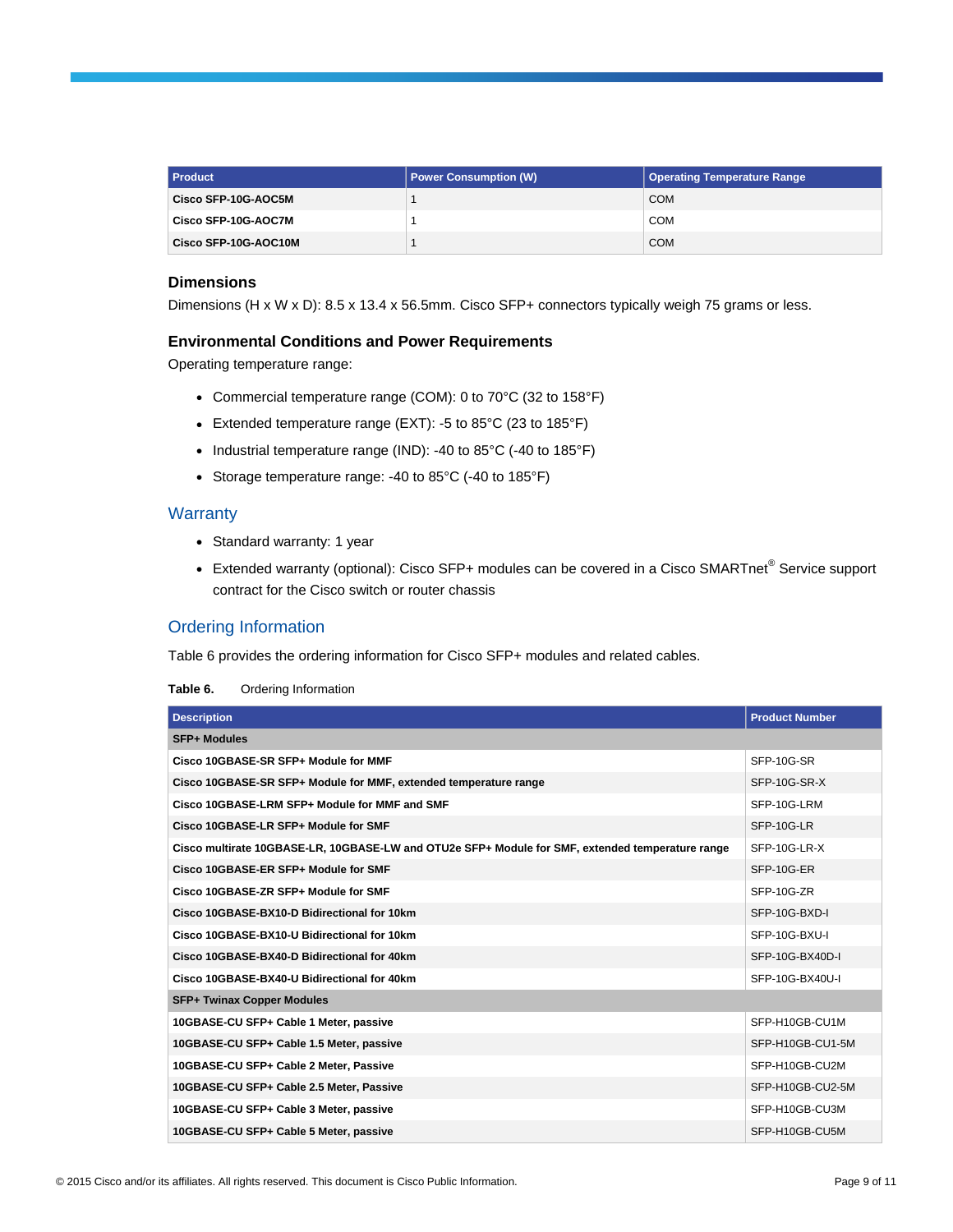| Product | Power Consumption (W) | Operating Temperature Range |
| --- | --- | --- |
| **Cisco SFP-10G-AOC5M** | 1 | COM |
| **Cisco SFP-10G-AOC7M** | 1 | COM |
| **Cisco SFP-10G-AOC10M** | 1 | COM |

### Dimensions

Dimensions (H x W x D): 8.5 x 13.4 x 56.5mm. Cisco SFP+ connectors typically weigh 75 grams or less.

### Environmental Conditions and Power Requirements

Operating temperature range:

- Commercial temperature range (COM): 0 to 70°C (32 to 158°F)
- Extended temperature range (EXT): -5 to 85°C (23 to 185°F)
- Industrial temperature range (IND): -40 to 85°C (-40 to 185°F)
- Storage temperature range: -40 to 85°C (-40 to 185°F)

## Warranty

- Standard warranty: 1 year
- Extended warranty (optional): Cisco SFP+ modules can be covered in a Cisco SMARTnet® Service support contract for the Cisco switch or router chassis

## Ordering Information

Table 6 provides the ordering information for Cisco SFP+ modules and related cables.

**Table 6.** Ordering Information

| Description | Product Number |
| --- | --- |
| **SFP+ Modules** | |
| **Cisco 10GBASE-SR SFP+ Module for MMF** | SFP-10G-SR |
| **Cisco 10GBASE-SR SFP+ Module for MMF, extended temperature range** | SFP-10G-SR-X |
| **Cisco 10GBASE-LRM SFP+ Module for MMF and SMF** | SFP-10G-LRM |
| **Cisco 10GBASE-LR SFP+ Module for SMF** | SFP-10G-LR |
| **Cisco multirate 10GBASE-LR, 10GBASE-LW and OTU2e SFP+ Module for SMF, extended temperature range** | SFP-10G-LR-X |
| **Cisco 10GBASE-ER SFP+ Module for SMF** | SFP-10G-ER |
| **Cisco 10GBASE-ZR SFP+ Module for SMF** | SFP-10G-ZR |
| **Cisco 10GBASE-BX10-D Bidirectional for 10km** | SFP-10G-BXD-I |
| **Cisco 10GBASE-BX10-U Bidirectional for 10km** | SFP-10G-BXU-I |
| **Cisco 10GBASE-BX40-D Bidirectional for 40km** | SFP-10G-BX40D-I |
| **Cisco 10GBASE-BX40-U Bidirectional for 40km** | SFP-10G-BX40U-I |
| **SFP+ Twinax Copper Modules** | |
| **10GBASE-CU SFP+ Cable 1 Meter, passive** | SFP-H10GB-CU1M |
| **10GBASE-CU SFP+ Cable 1.5 Meter, passive** | SFP-H10GB-CU1-5M |
| **10GBASE-CU SFP+ Cable 2 Meter, Passive** | SFP-H10GB-CU2M |
| **10GBASE-CU SFP+ Cable 2.5 Meter, Passive** | SFP-H10GB-CU2-5M |
| **10GBASE-CU SFP+ Cable 3 Meter, passive** | SFP-H10GB-CU3M |
| **10GBASE-CU SFP+ Cable 5 Meter, passive** | SFP-H10GB-CU5M |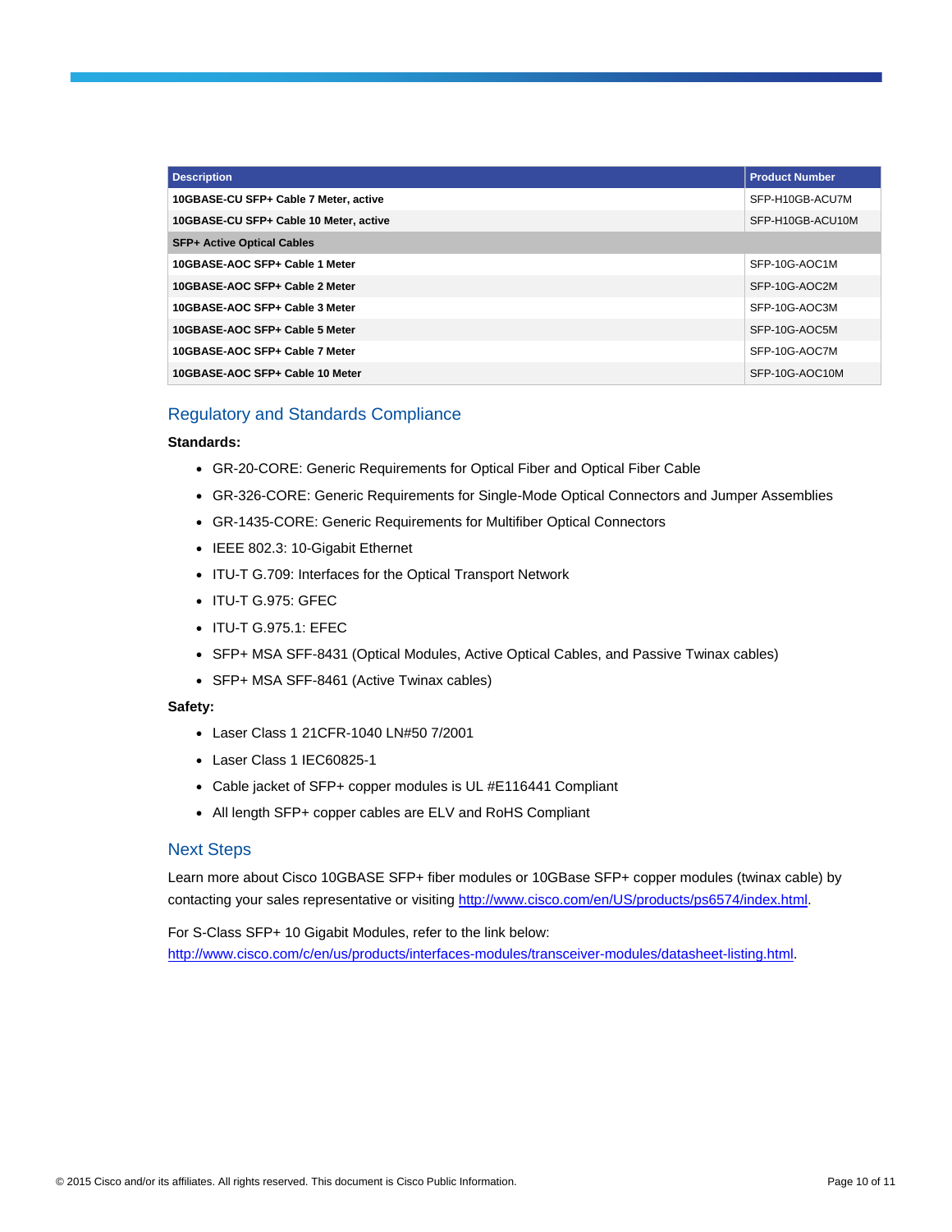| Description | Product Number |
|---|---|
| **10GBASE-CU SFP+ Cable 7 Meter, active** | SFP-H10GB-ACU7M |
| **10GBASE-CU SFP+ Cable 10 Meter, active** | SFP-H10GB-ACU10M |
| **SFP+ Active Optical Cables** | |
| **10GBASE-AOC SFP+ Cable 1 Meter** | SFP-10G-AOC1M |
| **10GBASE-AOC SFP+ Cable 2 Meter** | SFP-10G-AOC2M |
| **10GBASE-AOC SFP+ Cable 3 Meter** | SFP-10G-AOC3M |
| **10GBASE-AOC SFP+ Cable 5 Meter** | SFP-10G-AOC5M |
| **10GBASE-AOC SFP+ Cable 7 Meter** | SFP-10G-AOC7M |
| **10GBASE-AOC SFP+ Cable 10 Meter** | SFP-10G-AOC10M |

## Regulatory and Standards Compliance

**Standards:**

- GR-20-CORE: Generic Requirements for Optical Fiber and Optical Fiber Cable
- GR-326-CORE: Generic Requirements for Single-Mode Optical Connectors and Jumper Assemblies
- GR-1435-CORE: Generic Requirements for Multifiber Optical Connectors
- IEEE 802.3: 10-Gigabit Ethernet
- ITU-T G.709: Interfaces for the Optical Transport Network
- ITU-T G.975: GFEC
- ITU-T G.975.1: EFEC
- SFP+ MSA SFF-8431 (Optical Modules, Active Optical Cables, and Passive Twinax cables)
- SFP+ MSA SFF-8461 (Active Twinax cables)

**Safety:**

- Laser Class 1 21CFR-1040 LN#50 7/2001
- Laser Class 1 IEC60825-1
- Cable jacket of SFP+ copper modules is UL #E116441 Compliant
- All length SFP+ copper cables are ELV and RoHS Compliant

## Next Steps

Learn more about Cisco 10GBASE SFP+ fiber modules or 10GBase SFP+ copper modules (twinax cable) by contacting your sales representative or visiting http://www.cisco.com/en/US/products/ps6574/index.html.

For S-Class SFP+ 10 Gigabit Modules, refer to the link below:
http://www.cisco.com/c/en/us/products/interfaces-modules/transceiver-modules/datasheet-listing.html.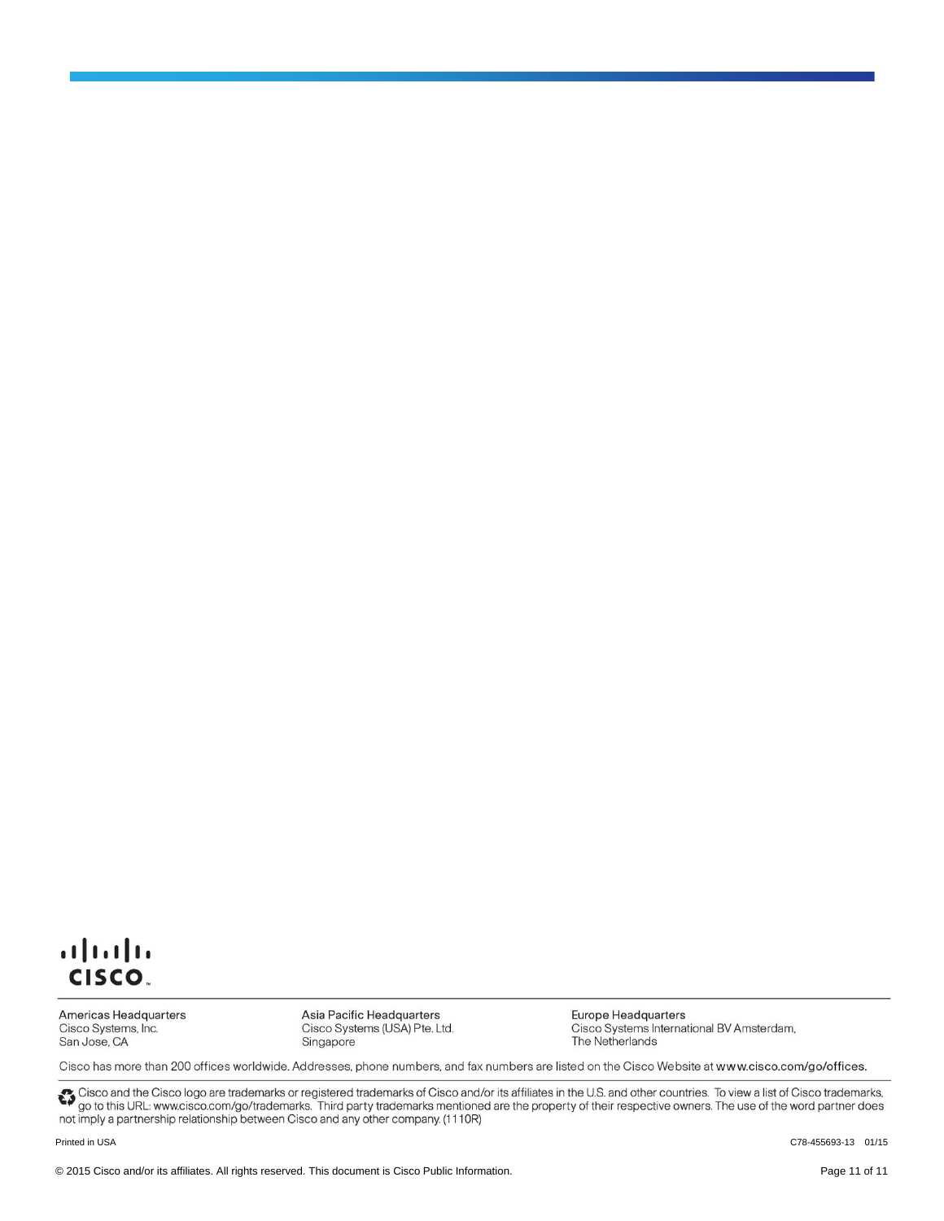Americas Headquarters
Cisco Systems, Inc.
San Jose, CA

Asia Pacific Headquarters
Cisco Systems (USA) Pte. Ltd.
Singapore

Europe Headquarters
Cisco Systems International BV Amsterdam,
The Netherlands

Cisco has more than 200 offices worldwide. Addresses, phone numbers, and fax numbers are listed on the Cisco Website at **www.cisco.com/go/offices.**

Cisco and the Cisco logo are trademarks or registered trademarks of Cisco and/or its affiliates in the U.S. and other countries. To view a list of Cisco trademarks, go to this URL: www.cisco.com/go/trademarks. Third party trademarks mentioned are the property of their respective owners. The use of the word partner does not imply a partnership relationship between Cisco and any other company. (1110R)

Printed in USA

C78-455693-13 01/15